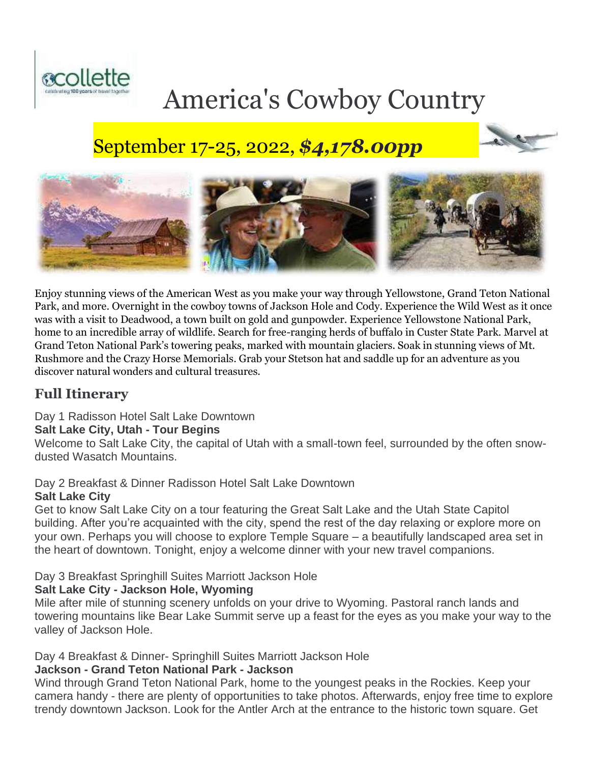# America's Cowboy Country

## September 17-25, 2022, ***$4,178.00pp***

Enjoy stunning views of the American West as you make your way through Yellowstone, Grand Teton National Park, and more. Overnight in the cowboy towns of Jackson Hole and Cody. Experience the Wild West as it once was with a visit to Deadwood, a town built on gold and gunpowder. Experience Yellowstone National Park, home to an incredible array of wildlife. Search for free-ranging herds of buffalo in Custer State Park. Marvel at Grand Teton National Park's towering peaks, marked with mountain glaciers. Soak in stunning views of Mt. Rushmore and the Crazy Horse Memorials. Grab your Stetson hat and saddle up for an adventure as you discover natural wonders and cultural treasures.

## Full Itinerary

Day 1 Radisson Hotel Salt Lake Downtown
**Salt Lake City, Utah - Tour Begins**
Welcome to Salt Lake City, the capital of Utah with a small-town feel, surrounded by the often snow-dusted Wasatch Mountains.

Day 2 Breakfast & Dinner Radisson Hotel Salt Lake Downtown
**Salt Lake City**
Get to know Salt Lake City on a tour featuring the Great Salt Lake and the Utah State Capitol building. After you're acquainted with the city, spend the rest of the day relaxing or explore more on your own. Perhaps you will choose to explore Temple Square – a beautifully landscaped area set in the heart of downtown. Tonight, enjoy a welcome dinner with your new travel companions.

Day 3 Breakfast Springhill Suites Marriott Jackson Hole
**Salt Lake City - Jackson Hole, Wyoming**
Mile after mile of stunning scenery unfolds on your drive to Wyoming. Pastoral ranch lands and towering mountains like Bear Lake Summit serve up a feast for the eyes as you make your way to the valley of Jackson Hole.

Day 4 Breakfast & Dinner- Springhill Suites Marriott Jackson Hole
**Jackson - Grand Teton National Park - Jackson**
Wind through Grand Teton National Park, home to the youngest peaks in the Rockies. Keep your camera handy - there are plenty of opportunities to take photos. Afterwards, enjoy free time to explore trendy downtown Jackson. Look for the Antler Arch at the entrance to the historic town square. Get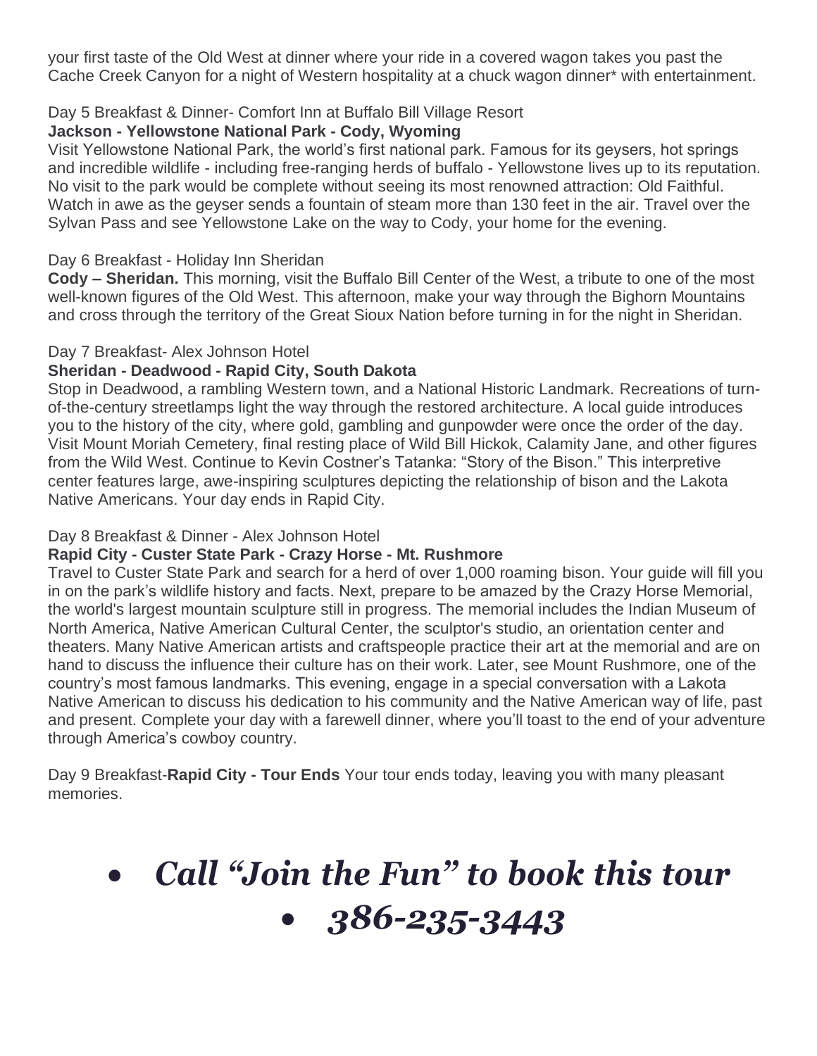your first taste of the Old West at dinner where your ride in a covered wagon takes you past the Cache Creek Canyon for a night of Western hospitality at a chuck wagon dinner* with entertainment.

Day 5 Breakfast & Dinner- Comfort Inn at Buffalo Bill Village Resort

**Jackson - Yellowstone National Park - Cody, Wyoming**

Visit Yellowstone National Park, the world's first national park. Famous for its geysers, hot springs and incredible wildlife - including free-ranging herds of buffalo - Yellowstone lives up to its reputation. No visit to the park would be complete without seeing its most renowned attraction: Old Faithful. Watch in awe as the geyser sends a fountain of steam more than 130 feet in the air. Travel over the Sylvan Pass and see Yellowstone Lake on the way to Cody, your home for the evening.

Day 6 Breakfast - Holiday Inn Sheridan

**Cody – Sheridan.** This morning, visit the Buffalo Bill Center of the West, a tribute to one of the most well-known figures of the Old West. This afternoon, make your way through the Bighorn Mountains and cross through the territory of the Great Sioux Nation before turning in for the night in Sheridan.

Day 7 Breakfast- Alex Johnson Hotel

**Sheridan - Deadwood - Rapid City, South Dakota**

Stop in Deadwood, a rambling Western town, and a National Historic Landmark. Recreations of turn-of-the-century streetlamps light the way through the restored architecture. A local guide introduces you to the history of the city, where gold, gambling and gunpowder were once the order of the day. Visit Mount Moriah Cemetery, final resting place of Wild Bill Hickok, Calamity Jane, and other figures from the Wild West. Continue to Kevin Costner's Tatanka: "Story of the Bison." This interpretive center features large, awe-inspiring sculptures depicting the relationship of bison and the Lakota Native Americans. Your day ends in Rapid City.

Day 8 Breakfast & Dinner - Alex Johnson Hotel

**Rapid City - Custer State Park - Crazy Horse - Mt. Rushmore**

Travel to Custer State Park and search for a herd of over 1,000 roaming bison. Your guide will fill you in on the park's wildlife history and facts. Next, prepare to be amazed by the Crazy Horse Memorial, the world's largest mountain sculpture still in progress. The memorial includes the Indian Museum of North America, Native American Cultural Center, the sculptor's studio, an orientation center and theaters. Many Native American artists and craftspeople practice their art at the memorial and are on hand to discuss the influence their culture has on their work. Later, see Mount Rushmore, one of the country's most famous landmarks. This evening, engage in a special conversation with a Lakota Native American to discuss his dedication to his community and the Native American way of life, past and present. Complete your day with a farewell dinner, where you'll toast to the end of your adventure through America's cowboy country.

Day 9 Breakfast-**Rapid City - Tour Ends** Your tour ends today, leaving you with many pleasant memories.

- ***Call "Join the Fun" to book this tour***
- ***386-235-3443***